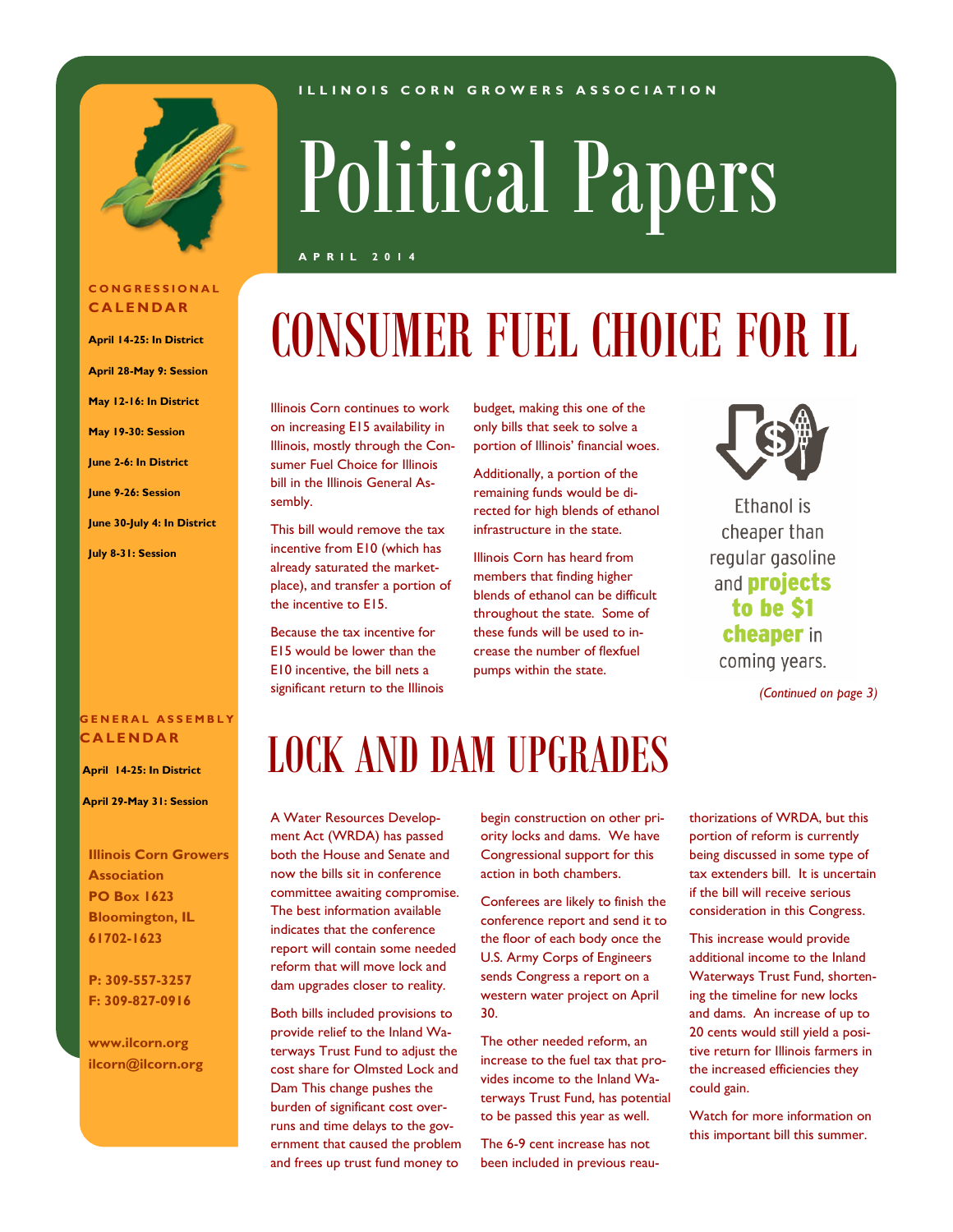ILLINOIS CORN GROWERS ASSOCIATION

# Political Papers

APRIL 2014

## CONSUMER FUEL CHOICE FOR IL

Illinois Corn continues to work on increasing E15 availability in Illinois, mostly through the Consumer Fuel Choice for Illinois bill in the Illinois General Assembly.

This bill would remove the tax incentive from E10 (which has already saturated the marketplace), and transfer a portion of the incentive to E15.

Because the tax incentive for E15 would be lower than the E10 incentive, the bill nets a significant return to the Illinois budget, making this one of the only bills that seek to solve a portion of Illinois' financial woes.

Additionally, a portion of the remaining funds would be directed for high blends of ethanol infrastructure in the state.

Illinois Corn has heard from members that finding higher blends of ethanol can be difficult throughout the state. Some of these funds will be used to increase the number of flexfuel pumps within the state.

Ethanol is cheaper than regular gasoline and **projects to be $1 cheaper** in coming years.

*(Continued on page 3)*

## LOCK AND DAM UPGRADES

A Water Resources Development Act (WRDA) has passed both the House and Senate and now the bills sit in conference committee awaiting compromise. The best information available indicates that the conference report will contain some needed reform that will move lock and dam upgrades closer to reality.

Both bills included provisions to provide relief to the Inland Waterways Trust Fund to adjust the cost share for Olmsted Lock and Dam This change pushes the burden of significant cost overruns and time delays to the government that caused the problem and frees up trust fund money to begin construction on other priority locks and dams. We have Congressional support for this action in both chambers.

Conferees are likely to finish the conference report and send it to the floor of each body once the U.S. Army Corps of Engineers sends Congress a report on a western water project on April 30.

The other needed reform, an increase to the fuel tax that provides income to the Inland Waterways Trust Fund, has potential to be passed this year as well.

The 6-9 cent increase has not been included in previous reauthorizations of WRDA, but this portion of reform is currently being discussed in some type of tax extenders bill. It is uncertain if the bill will receive serious consideration in this Congress.

This increase would provide additional income to the Inland Waterways Trust Fund, shortening the timeline for new locks and dams. An increase of up to 20 cents would still yield a positive return for Illinois farmers in the increased efficiencies they could gain.

Watch for more information on this important bill this summer.

### CONGRESSIONAL CALENDAR

**April 14-25: In District**

**April 28-May 9: Session**

**May 12-16: In District**

**May 19-30: Session**

**June 2-6: In District**

**June 9-26: Session**

**June 30-July 4: In District**

**July 8-31: Session**

### GENERAL ASSEMBLY CALENDAR

**April 14-25: In District**

**April 29-May 31: Session**

**Illinois Corn Growers Association**
**PO Box 1623**
**Bloomington, IL 61702-1623**

**P: 309-557-3257**
**F: 309-827-0916**

**www.ilcorn.org**
**ilcorn@ilcorn.org**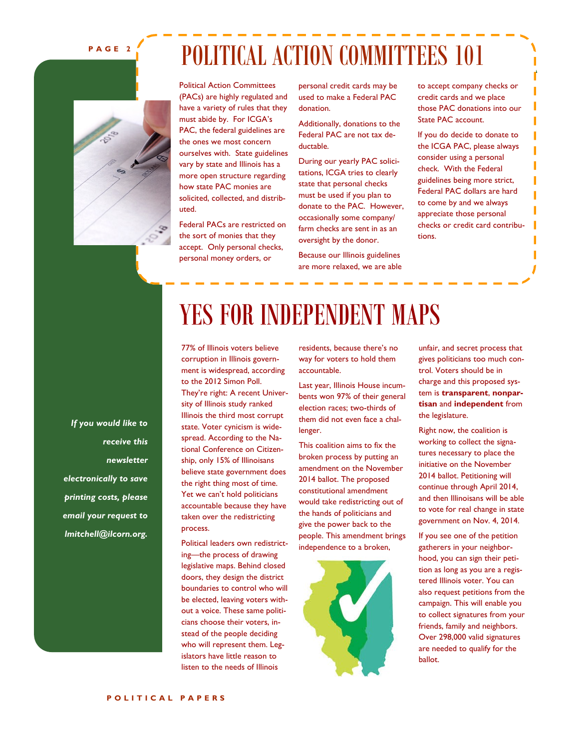# POLITICAL ACTION COMMITTEES 101

Political Action Committees (PACs) are highly regulated and have a variety of rules that they must abide by. For ICGA's PAC, the federal guidelines are the ones we most concern ourselves with. State guidelines vary by state and Illinois has a more open structure regarding how state PAC monies are solicited, collected, and distributed.

Federal PACs are restricted on the sort of monies that they accept. Only personal checks, personal money orders, or personal credit cards may be used to make a Federal PAC donation.

Additionally, donations to the Federal PAC are not tax deductable.

During our yearly PAC solicitations, ICGA tries to clearly state that personal checks must be used if you plan to donate to the PAC. However, occasionally some company/farm checks are sent in as an oversight by the donor.

Because our Illinois guidelines are more relaxed, we are able to accept company checks or credit cards and we place those PAC donations into our State PAC account.

If you do decide to donate to the ICGA PAC, please always consider using a personal check. With the Federal guidelines being more strict, Federal PAC dollars are hard to come by and we always appreciate those personal checks or credit card contributions.

*If you would like to receive this newsletter electronically to save printing costs, please email your request to lmitchell@ilcorn.org.*

# YES FOR INDEPENDENT MAPS

77% of Illinois voters believe corruption in Illinois government is widespread, according to the 2012 Simon Poll. They're right: A recent University of Illinois study ranked Illinois the third most corrupt state. Voter cynicism is widespread. According to the National Conference on Citizenship, only 15% of Illinoisans believe state government does the right thing most of time. Yet we can't hold politicians accountable because they have taken over the redistricting process.

Political leaders own redistricting—the process of drawing legislative maps. Behind closed doors, they design the district boundaries to control who will be elected, leaving voters without a voice. These same politicians choose their voters, instead of the people deciding who will represent them. Legislators have little reason to listen to the needs of Illinois residents, because there's no way for voters to hold them accountable.

Last year, Illinois House incumbents won 97% of their general election races; two-thirds of them did not even face a challenger.

This coalition aims to fix the broken process by putting an amendment on the November 2014 ballot. The proposed constitutional amendment would take redistricting out of the hands of politicians and give the power back to the people. This amendment brings independence to a broken, unfair, and secret process that gives politicians too much control. Voters should be in charge and this proposed system is **transparent**, **nonpartisan** and **independent** from the legislature.

Right now, the coalition is working to collect the signatures necessary to place the initiative on the November 2014 ballot. Petitioning will continue through April 2014, and then Illinoisans will be able to vote for real change in state government on Nov. 4, 2014.

If you see one of the petition gatherers in your neighborhood, you can sign their petition as long as you are a registered Illinois voter. You can also request petitions from the campaign. This will enable you to collect signatures from your friends, family and neighbors. Over 298,000 valid signatures are needed to qualify for the ballot.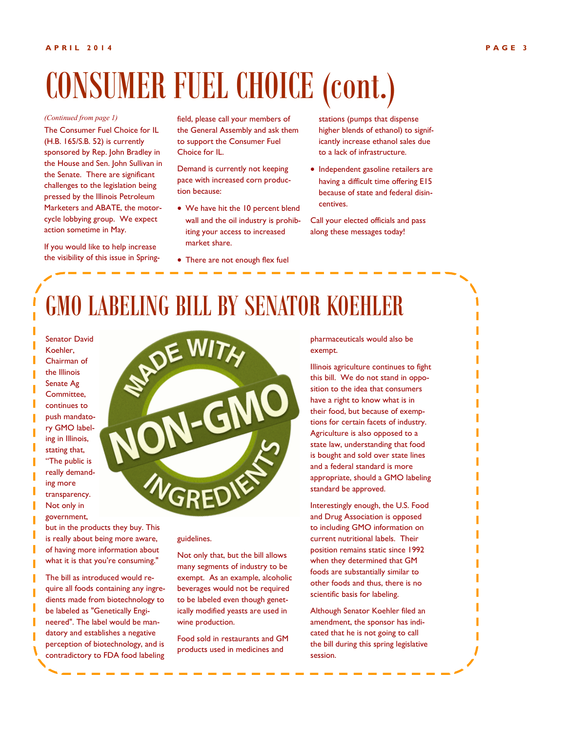# CONSUMER FUEL CHOICE (cont.)

*(Continued from page 1)*

The Consumer Fuel Choice for IL (H.B. 165/S.B. 52) is currently sponsored by Rep. John Bradley in the House and Sen. John Sullivan in the Senate. There are significant challenges to the legislation being pressed by the Illinois Petroleum Marketers and ABATE, the motorcycle lobbying group. We expect action sometime in May.

If you would like to help increase the visibility of this issue in Springfield, please call your members of the General Assembly and ask them to support the Consumer Fuel Choice for IL.

Demand is currently not keeping pace with increased corn production because:

- We have hit the 10 percent blend wall and the oil industry is prohibiting your access to increased market share.
- There are not enough flex fuel stations (pumps that dispense higher blends of ethanol) to significantly increase ethanol sales due to a lack of infrastructure.
- Independent gasoline retailers are having a difficult time offering E15 because of state and federal disincentives.

Call your elected officials and pass along these messages today!

# GMO LABELING BILL BY SENATOR KOEHLER

Senator David Koehler, Chairman of the Illinois Senate Ag Committee, continues to push mandatory GMO labeling in Illinois, stating that, "The public is really demanding more transparency. Not only in government, but in the products they buy. This is really about being more aware, of having more information about what it is that you're consuming."

The bill as introduced would require all foods containing any ingredients made from biotechnology to be labeled as "Genetically Engineered". The label would be mandatory and establishes a negative perception of biotechnology, and is contradictory to FDA food labeling guidelines.

Not only that, but the bill allows many segments of industry to be exempt. As an example, alcoholic beverages would not be required to be labeled even though genetically modified yeasts are used in wine production.

Food sold in restaurants and GM products used in medicines and pharmaceuticals would also be exempt.

Illinois agriculture continues to fight this bill. We do not stand in opposition to the idea that consumers have a right to know what is in their food, but because of exemptions for certain facets of industry. Agriculture is also opposed to a state law, understanding that food is bought and sold over state lines and a federal standard is more appropriate, should a GMO labeling standard be approved.

Interestingly enough, the U.S. Food and Drug Association is opposed to including GMO information on current nutritional labels. Their position remains static since 1992 when they determined that GM foods are substantially similar to other foods and thus, there is no scientific basis for labeling.

Although Senator Koehler filed an amendment, the sponsor has indicated that he is not going to call the bill during this spring legislative session.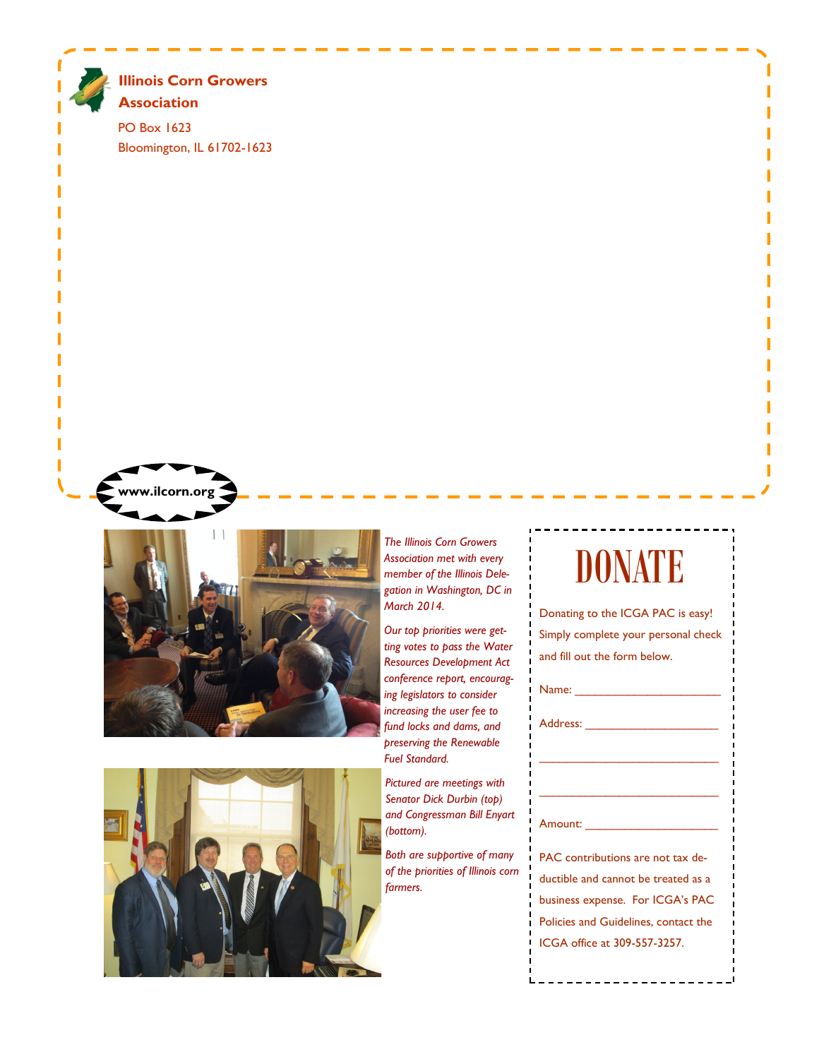**Illinois Corn Growers Association**

PO Box 1623
Bloomington, IL 61702-1623

www.ilcorn.org

*The Illinois Corn Growers Association met with every member of the Illinois Delegation in Washington, DC in March 2014.*

*Our top priorities were getting votes to pass the Water Resources Development Act conference report, encouraging legislators to consider increasing the user fee to fund locks and dams, and preserving the Renewable Fuel Standard.*

*Pictured are meetings with Senator Dick Durbin (top) and Congressman Bill Enyart (bottom).*

*Both are supportive of many of the priorities of Illinois corn farmers.*

# DONATE

Donating to the ICGA PAC is easy! Simply complete your personal check and fill out the form below.

Name: ______________________

Address: ____________________

____________________________

____________________________

Amount: ____________________

PAC contributions are not tax deductible and cannot be treated as a business expense. For ICGA's PAC Policies and Guidelines, contact the ICGA office at 309-557-3257.